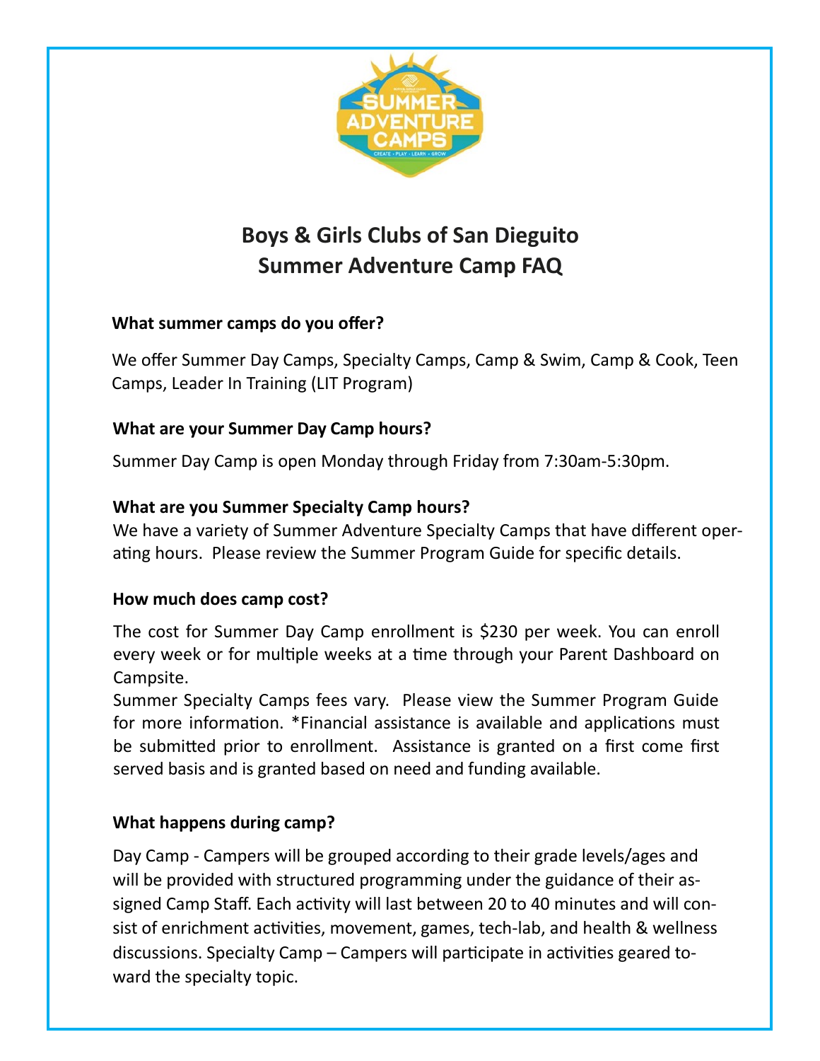# Boys & Girls Clubs of San Dieguito
# Summer Adventure Camp FAQ

**What summer camps do you offer?**

We offer Summer Day Camps, Specialty Camps, Camp & Swim, Camp & Cook, Teen Camps, Leader In Training (LIT Program)

**What are your Summer Day Camp hours?**

Summer Day Camp is open Monday through Friday from 7:30am-5:30pm.

**What are you Summer Specialty Camp hours?**

We have a variety of Summer Adventure Specialty Camps that have different operating hours. Please review the Summer Program Guide for specific details.

**How much does camp cost?**

The cost for Summer Day Camp enrollment is $230 per week. You can enroll every week or for multiple weeks at a time through your Parent Dashboard on Campsite.

Summer Specialty Camps fees vary. Please view the Summer Program Guide for more information. *Financial assistance is available and applications must be submitted prior to enrollment. Assistance is granted on a first come first served basis and is granted based on need and funding available.

**What happens during camp?**

Day Camp - Campers will be grouped according to their grade levels/ages and will be provided with structured programming under the guidance of their assigned Camp Staff. Each activity will last between 20 to 40 minutes and will consist of enrichment activities, movement, games, tech-lab, and health & wellness discussions. Specialty Camp – Campers will participate in activities geared toward the specialty topic.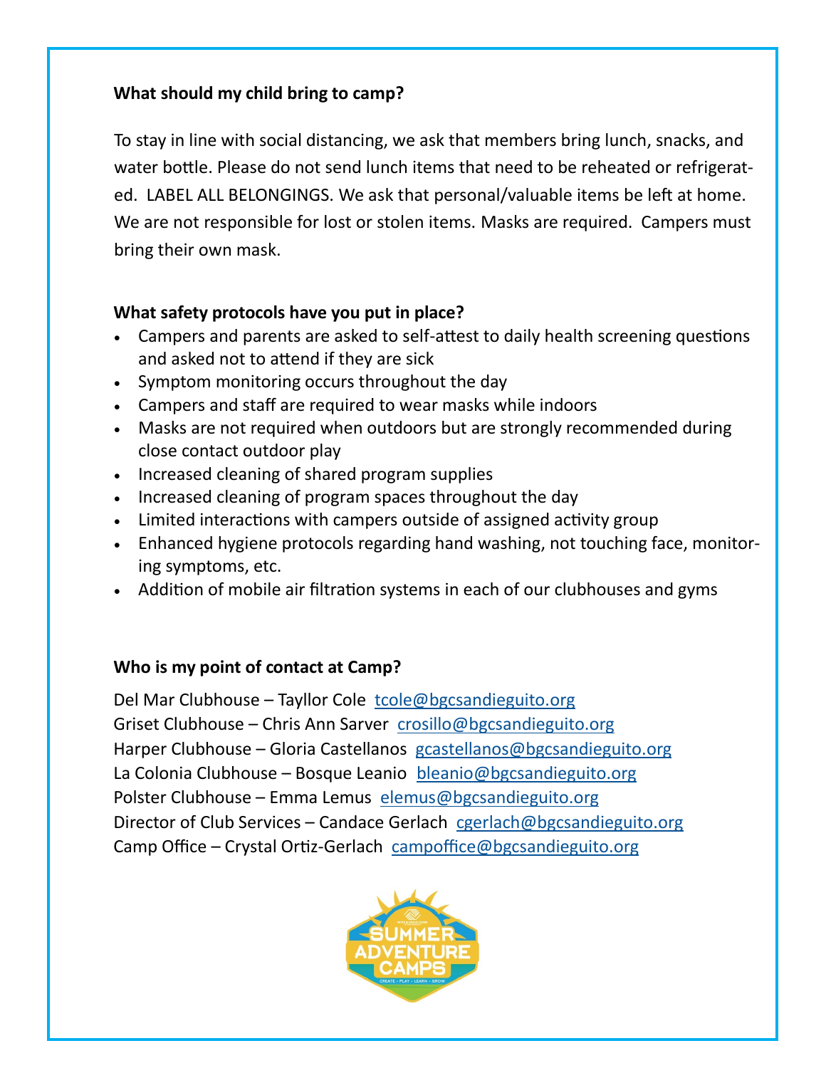**What should my child bring to camp?**

To stay in line with social distancing, we ask that members bring lunch, snacks, and water bottle. Please do not send lunch items that need to be reheated or refrigerated. LABEL ALL BELONGINGS. We ask that personal/valuable items be left at home. We are not responsible for lost or stolen items. Masks are required. Campers must bring their own mask.

**What safety protocols have you put in place?**

- Campers and parents are asked to self-attest to daily health screening questions and asked not to attend if they are sick
- Symptom monitoring occurs throughout the day
- Campers and staff are required to wear masks while indoors
- Masks are not required when outdoors but are strongly recommended during close contact outdoor play
- Increased cleaning of shared program supplies
- Increased cleaning of program spaces throughout the day
- Limited interactions with campers outside of assigned activity group
- Enhanced hygiene protocols regarding hand washing, not touching face, monitoring symptoms, etc.
- Addition of mobile air filtration systems in each of our clubhouses and gyms

**Who is my point of contact at Camp?**

Del Mar Clubhouse – Tayllor Cole tcole@bgcsandieguito.org
Griset Clubhouse – Chris Ann Sarver crosillo@bgcsandieguito.org
Harper Clubhouse – Gloria Castellanos gcastellanos@bgcsandieguito.org
La Colonia Clubhouse – Bosque Leanio bleanio@bgcsandieguito.org
Polster Clubhouse – Emma Lemus elemus@bgcsandieguito.org
Director of Club Services – Candace Gerlach cgerlach@bgcsandieguito.org
Camp Office – Crystal Ortiz-Gerlach campoffice@bgcsandieguito.org